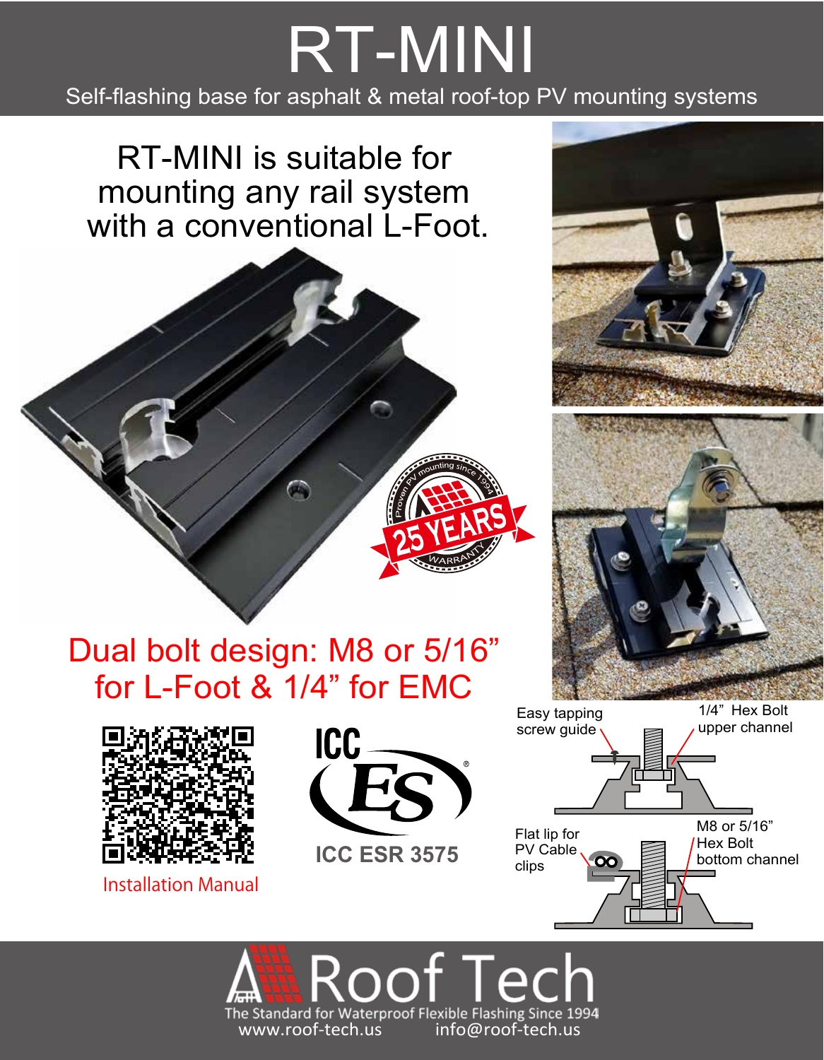# RT-MINI

Self-flashing base for asphalt & metal roof-top PV mounting systems

## RT-MINI is suitable for mounting any rail system with a conventional L-Foot.

Proven PV mounting since 1994

25 YEARS WARRANTY

## Dual bolt design: M8 or 5/16" for L-Foot & 1/4" for EMC

Installation Manual

ICC ES

ICC ESR 3575

Easy tapping screw guide

1/4" Hex Bolt upper channel

Flat lip for PV Cable clips

M8 or 5/16" Hex Bolt bottom channel

Roof Tech

The Standard for Waterproof Flexible Flashing Since 1994

www.roof-tech.us info@roof-tech.us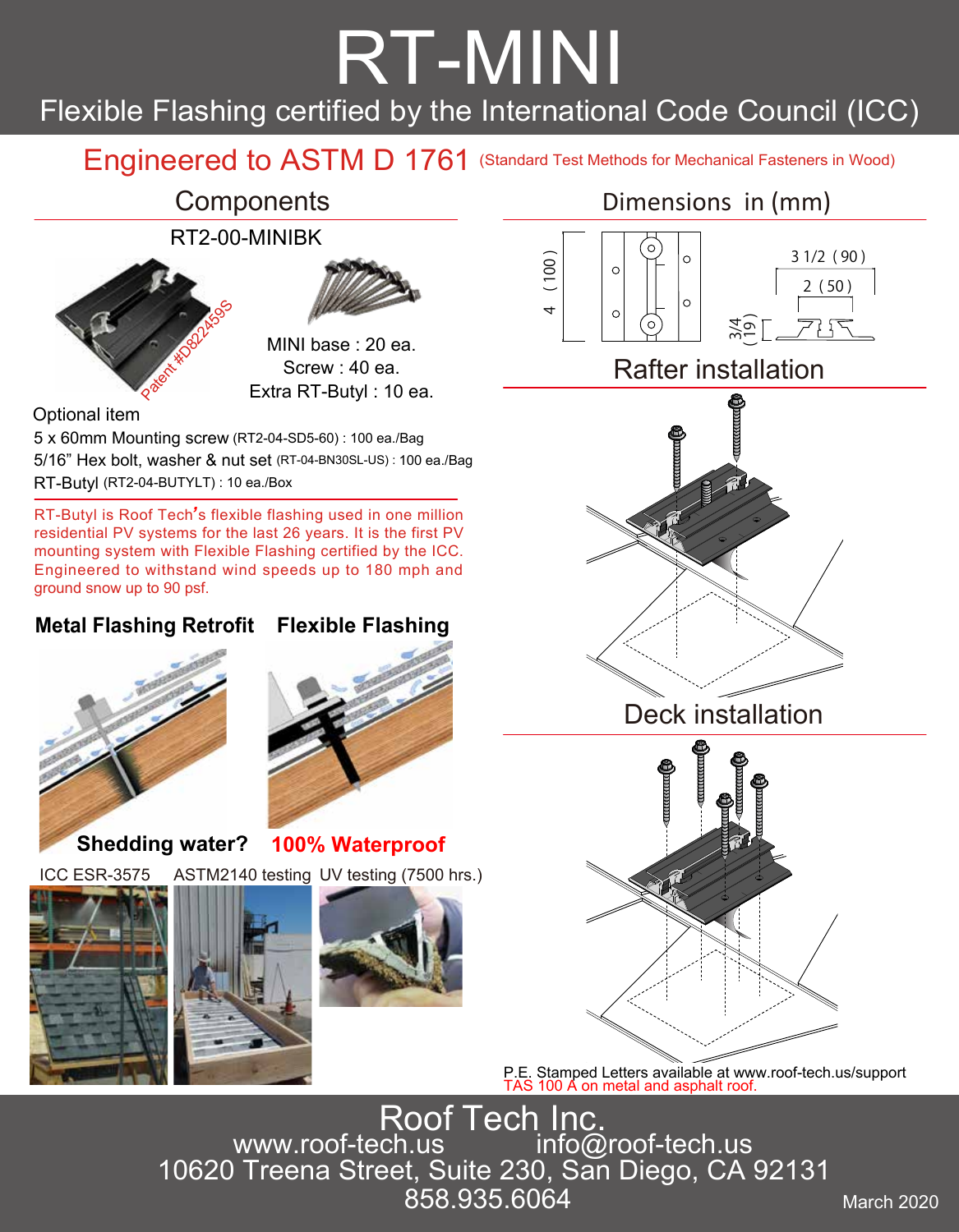# RT-MINI

Flexible Flashing certified by the International Code Council (ICC)

## Engineered to ASTM D 1761 (Standard Test Methods for Mechanical Fasteners in Wood)

## Components

RT2-00-MINIBK

Patent #D822459S

MINI base : 20 ea.
Screw : 40 ea.
Extra RT-Butyl : 10 ea.

Optional item

5 x 60mm Mounting screw (RT2-04-SD5-60) : 100 ea./Bag
5/16" Hex bolt, washer & nut set (RT-04-BN30SL-US) : 100 ea./Bag
RT-Butyl (RT2-04-BUTYLT) : 10 ea./Box

RT-Butyl is Roof Tech's flexible flashing used in one million residential PV systems for the last 26 years. It is the first PV mounting system with Flexible Flashing certified by the ICC. Engineered to withstand wind speeds up to 180 mph and ground snow up to 90 psf.

**Metal Flashing Retrofit** **Flexible Flashing**

**Shedding water?** **100% Waterproof**

ICC ESR-3575 ASTM2140 testing UV testing (7500 hrs.)

## Dimensions in (mm)

4 (100)
3 1/2 (90)
2 (50)
3/4 (19)

## Rafter installation

## Deck installation

P.E. Stamped Letters available at www.roof-tech.us/support
TAS 100 A on metal and asphalt roof.

Roof Tech Inc.
www.roof-tech.us info@roof-tech.us
10620 Treena Street, Suite 230, San Diego, CA 92131
858.935.6064

March 2020